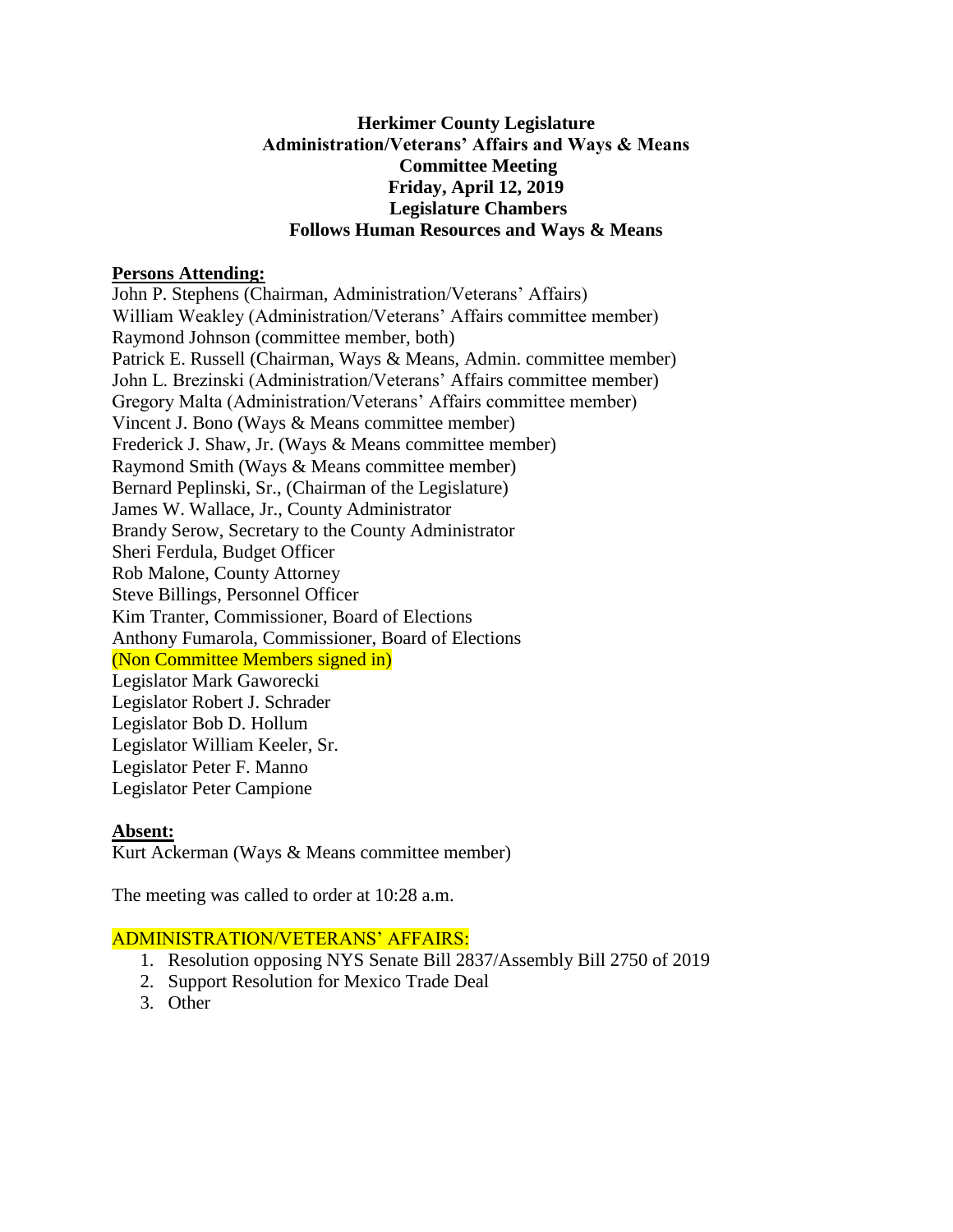**Herkimer County Legislature**
**Administration/Veterans' Affairs and Ways & Means**
**Committee Meeting**
**Friday, April 12, 2019**
**Legislature Chambers**
**Follows Human Resources and Ways & Means**

**Persons Attending:**

John P. Stephens (Chairman, Administration/Veterans' Affairs)
William Weakley (Administration/Veterans' Affairs committee member)
Raymond Johnson (committee member, both)
Patrick E. Russell (Chairman, Ways & Means, Admin. committee member)
John L. Brezinski (Administration/Veterans' Affairs committee member)
Gregory Malta (Administration/Veterans' Affairs committee member)
Vincent J. Bono (Ways & Means committee member)
Frederick J. Shaw, Jr. (Ways & Means committee member)
Raymond Smith (Ways & Means committee member)
Bernard Peplinski, Sr., (Chairman of the Legislature)
James W. Wallace, Jr., County Administrator
Brandy Serow, Secretary to the County Administrator
Sheri Ferdula, Budget Officer
Rob Malone, County Attorney
Steve Billings, Personnel Officer
Kim Tranter, Commissioner, Board of Elections
Anthony Fumarola, Commissioner, Board of Elections
(Non Committee Members signed in)
Legislator Mark Gaworecki
Legislator Robert J. Schrader
Legislator Bob D. Hollum
Legislator William Keeler, Sr.
Legislator Peter F. Manno
Legislator Peter Campione

**Absent:**

Kurt Ackerman (Ways & Means committee member)

The meeting was called to order at 10:28 a.m.

ADMINISTRATION/VETERANS' AFFAIRS:

1. Resolution opposing NYS Senate Bill 2837/Assembly Bill 2750 of 2019
2. Support Resolution for Mexico Trade Deal
3. Other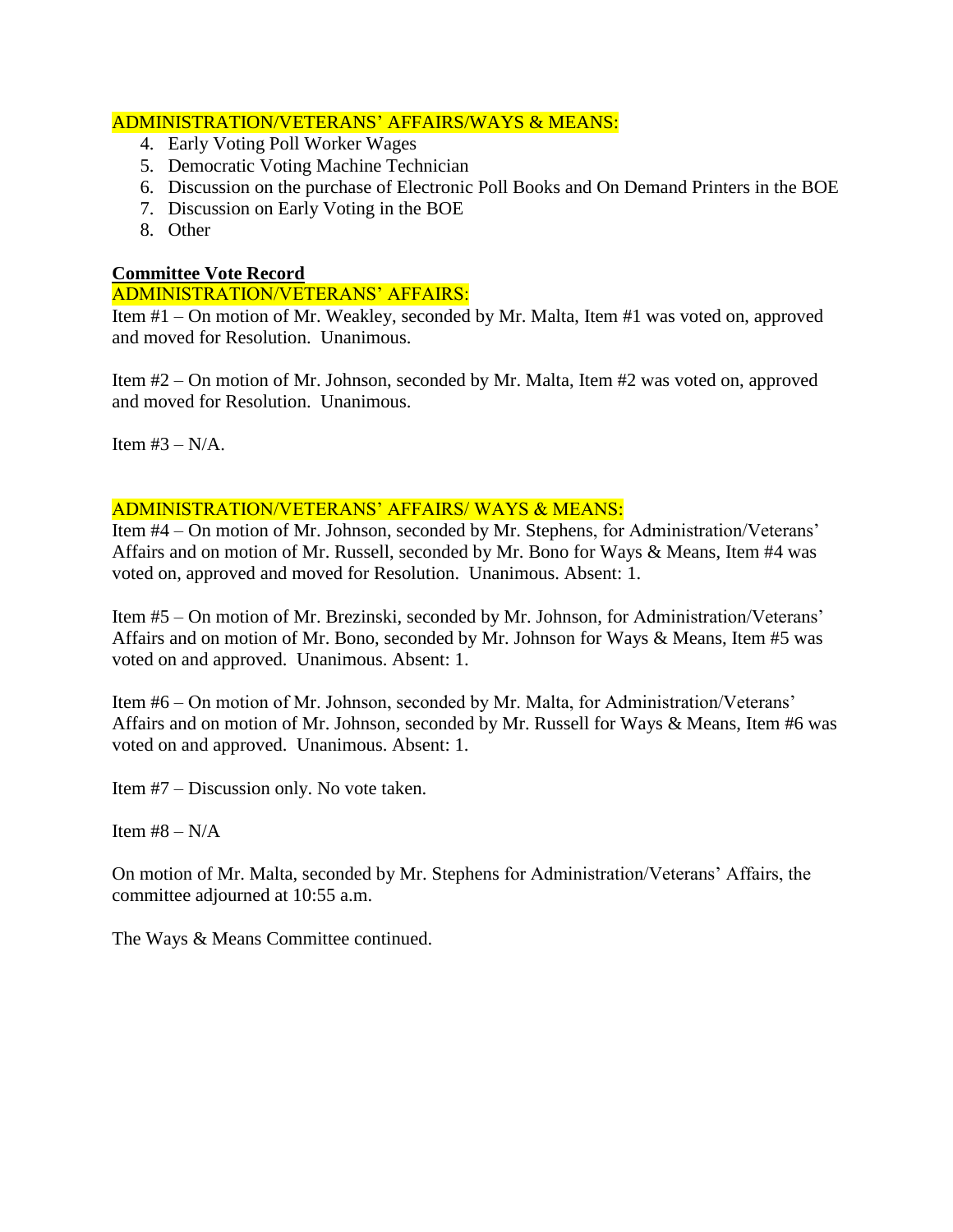ADMINISTRATION/VETERANS' AFFAIRS/WAYS & MEANS:

4. Early Voting Poll Worker Wages
5. Democratic Voting Machine Technician
6. Discussion on the purchase of Electronic Poll Books and On Demand Printers in the BOE
7. Discussion on Early Voting in the BOE
8. Other

**Committee Vote Record**

ADMINISTRATION/VETERANS' AFFAIRS:

Item #1 – On motion of Mr. Weakley, seconded by Mr. Malta, Item #1 was voted on, approved and moved for Resolution. Unanimous.

Item #2 – On motion of Mr. Johnson, seconded by Mr. Malta, Item #2 was voted on, approved and moved for Resolution. Unanimous.

Item #3 – N/A.

ADMINISTRATION/VETERANS' AFFAIRS/ WAYS & MEANS:

Item #4 – On motion of Mr. Johnson, seconded by Mr. Stephens, for Administration/Veterans' Affairs and on motion of Mr. Russell, seconded by Mr. Bono for Ways & Means, Item #4 was voted on, approved and moved for Resolution. Unanimous. Absent: 1.

Item #5 – On motion of Mr. Brezinski, seconded by Mr. Johnson, for Administration/Veterans' Affairs and on motion of Mr. Bono, seconded by Mr. Johnson for Ways & Means, Item #5 was voted on and approved. Unanimous. Absent: 1.

Item #6 – On motion of Mr. Johnson, seconded by Mr. Malta, for Administration/Veterans' Affairs and on motion of Mr. Johnson, seconded by Mr. Russell for Ways & Means, Item #6 was voted on and approved. Unanimous. Absent: 1.

Item #7 – Discussion only. No vote taken.

Item #8 – N/A

On motion of Mr. Malta, seconded by Mr. Stephens for Administration/Veterans' Affairs, the committee adjourned at 10:55 a.m.

The Ways & Means Committee continued.